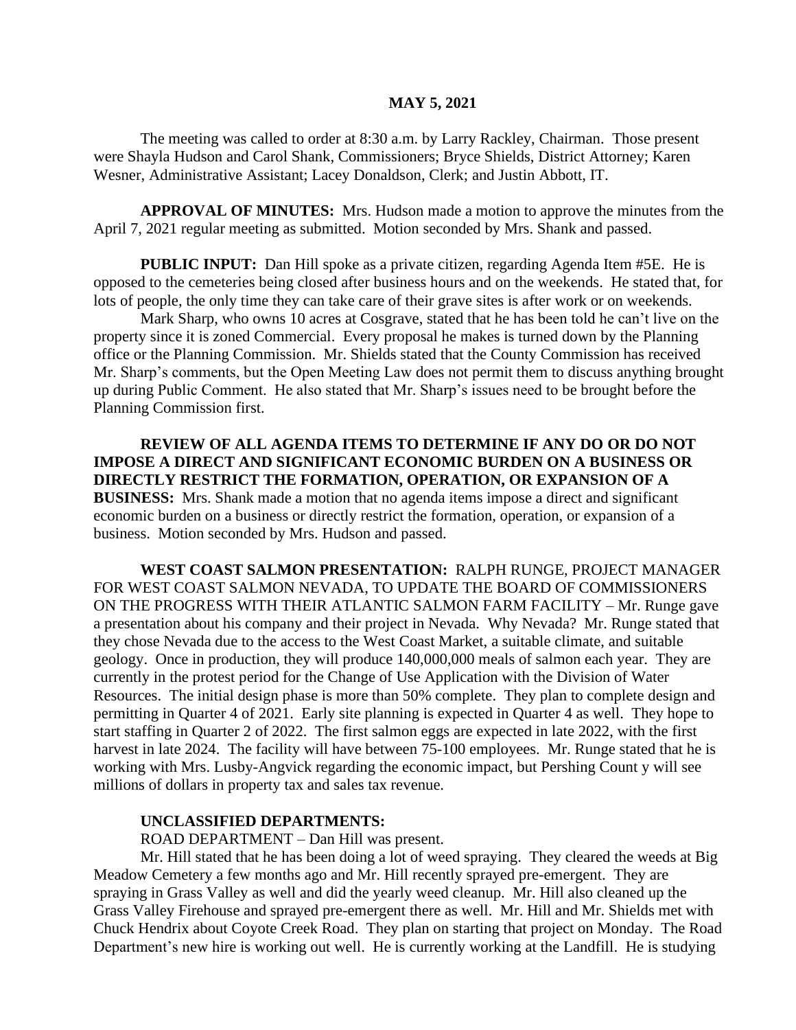# MAY 5, 2021

The meeting was called to order at 8:30 a.m. by Larry Rackley, Chairman. Those present were Shayla Hudson and Carol Shank, Commissioners; Bryce Shields, District Attorney; Karen Wesner, Administrative Assistant; Lacey Donaldson, Clerk; and Justin Abbott, IT.

**APPROVAL OF MINUTES:** Mrs. Hudson made a motion to approve the minutes from the April 7, 2021 regular meeting as submitted. Motion seconded by Mrs. Shank and passed.

**PUBLIC INPUT:** Dan Hill spoke as a private citizen, regarding Agenda Item #5E. He is opposed to the cemeteries being closed after business hours and on the weekends. He stated that, for lots of people, the only time they can take care of their grave sites is after work or on weekends.

Mark Sharp, who owns 10 acres at Cosgrave, stated that he has been told he can't live on the property since it is zoned Commercial. Every proposal he makes is turned down by the Planning office or the Planning Commission. Mr. Shields stated that the County Commission has received Mr. Sharp's comments, but the Open Meeting Law does not permit them to discuss anything brought up during Public Comment. He also stated that Mr. Sharp's issues need to be brought before the Planning Commission first.

**REVIEW OF ALL AGENDA ITEMS TO DETERMINE IF ANY DO OR DO NOT IMPOSE A DIRECT AND SIGNIFICANT ECONOMIC BURDEN ON A BUSINESS OR DIRECTLY RESTRICT THE FORMATION, OPERATION, OR EXPANSION OF A BUSINESS:** Mrs. Shank made a motion that no agenda items impose a direct and significant economic burden on a business or directly restrict the formation, operation, or expansion of a business. Motion seconded by Mrs. Hudson and passed.

**WEST COAST SALMON PRESENTATION:** RALPH RUNGE, PROJECT MANAGER FOR WEST COAST SALMON NEVADA, TO UPDATE THE BOARD OF COMMISSIONERS ON THE PROGRESS WITH THEIR ATLANTIC SALMON FARM FACILITY – Mr. Runge gave a presentation about his company and their project in Nevada. Why Nevada? Mr. Runge stated that they chose Nevada due to the access to the West Coast Market, a suitable climate, and suitable geology. Once in production, they will produce 140,000,000 meals of salmon each year. They are currently in the protest period for the Change of Use Application with the Division of Water Resources. The initial design phase is more than 50% complete. They plan to complete design and permitting in Quarter 4 of 2021. Early site planning is expected in Quarter 4 as well. They hope to start staffing in Quarter 2 of 2022. The first salmon eggs are expected in late 2022, with the first harvest in late 2024. The facility will have between 75-100 employees. Mr. Runge stated that he is working with Mrs. Lusby-Angvick regarding the economic impact, but Pershing Count y will see millions of dollars in property tax and sales tax revenue.

**UNCLASSIFIED DEPARTMENTS:**

ROAD DEPARTMENT – Dan Hill was present.

Mr. Hill stated that he has been doing a lot of weed spraying. They cleared the weeds at Big Meadow Cemetery a few months ago and Mr. Hill recently sprayed pre-emergent. They are spraying in Grass Valley as well and did the yearly weed cleanup. Mr. Hill also cleaned up the Grass Valley Firehouse and sprayed pre-emergent there as well. Mr. Hill and Mr. Shields met with Chuck Hendrix about Coyote Creek Road. They plan on starting that project on Monday. The Road Department's new hire is working out well. He is currently working at the Landfill. He is studying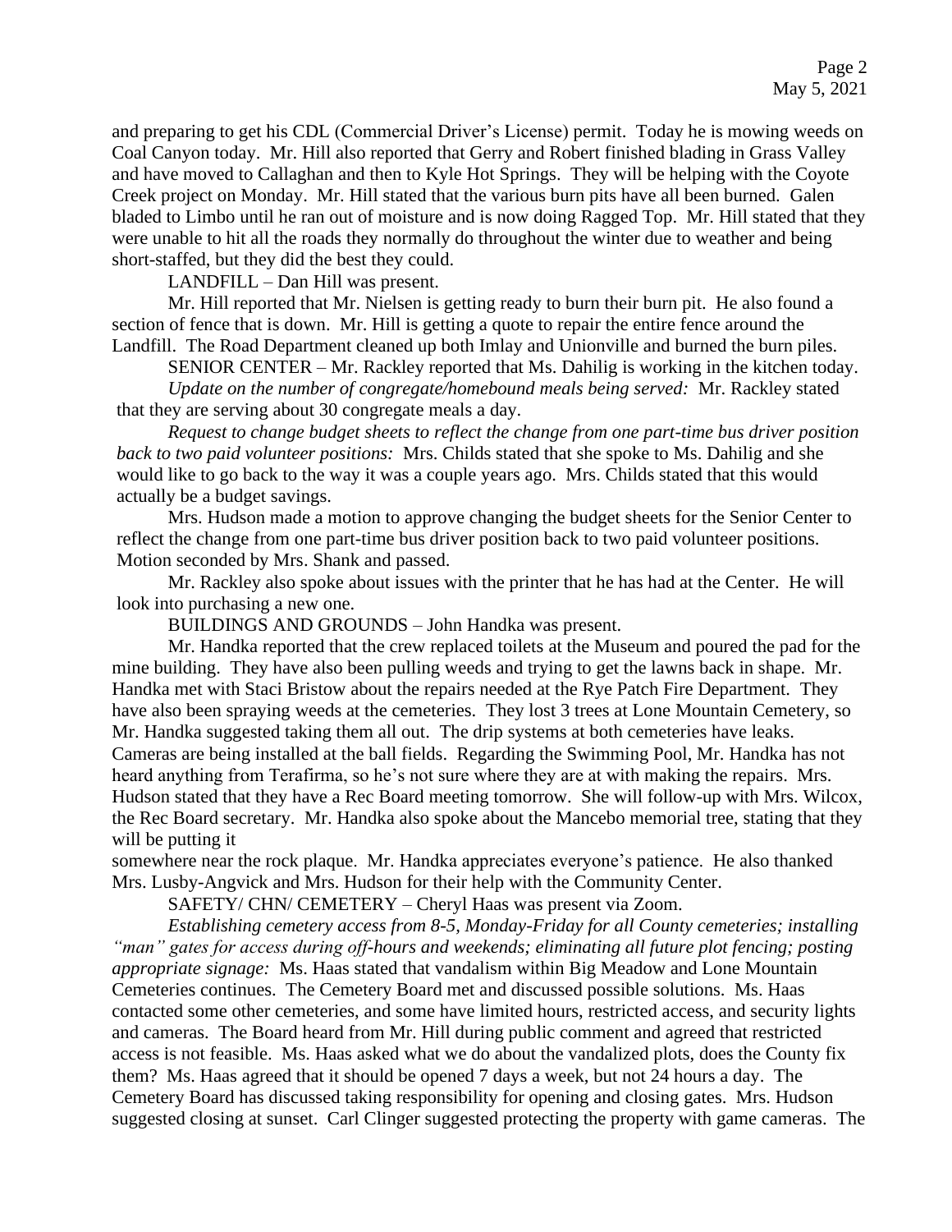and preparing to get his CDL (Commercial Driver's License) permit. Today he is mowing weeds on Coal Canyon today. Mr. Hill also reported that Gerry and Robert finished blading in Grass Valley and have moved to Callaghan and then to Kyle Hot Springs. They will be helping with the Coyote Creek project on Monday. Mr. Hill stated that the various burn pits have all been burned. Galen bladed to Limbo until he ran out of moisture and is now doing Ragged Top. Mr. Hill stated that they were unable to hit all the roads they normally do throughout the winter due to weather and being short-staffed, but they did the best they could.

LANDFILL – Dan Hill was present.

Mr. Hill reported that Mr. Nielsen is getting ready to burn their burn pit. He also found a section of fence that is down. Mr. Hill is getting a quote to repair the entire fence around the Landfill. The Road Department cleaned up both Imlay and Unionville and burned the burn piles.

SENIOR CENTER – Mr. Rackley reported that Ms. Dahilig is working in the kitchen today.

*Update on the number of congregate/homebound meals being served:* Mr. Rackley stated that they are serving about 30 congregate meals a day.

*Request to change budget sheets to reflect the change from one part-time bus driver position back to two paid volunteer positions:* Mrs. Childs stated that she spoke to Ms. Dahilig and she would like to go back to the way it was a couple years ago. Mrs. Childs stated that this would actually be a budget savings.

Mrs. Hudson made a motion to approve changing the budget sheets for the Senior Center to reflect the change from one part-time bus driver position back to two paid volunteer positions. Motion seconded by Mrs. Shank and passed.

Mr. Rackley also spoke about issues with the printer that he has had at the Center. He will look into purchasing a new one.

BUILDINGS AND GROUNDS – John Handka was present.

Mr. Handka reported that the crew replaced toilets at the Museum and poured the pad for the mine building. They have also been pulling weeds and trying to get the lawns back in shape. Mr. Handka met with Staci Bristow about the repairs needed at the Rye Patch Fire Department. They have also been spraying weeds at the cemeteries. They lost 3 trees at Lone Mountain Cemetery, so Mr. Handka suggested taking them all out. The drip systems at both cemeteries have leaks. Cameras are being installed at the ball fields. Regarding the Swimming Pool, Mr. Handka has not heard anything from Terafirma, so he's not sure where they are at with making the repairs. Mrs. Hudson stated that they have a Rec Board meeting tomorrow. She will follow-up with Mrs. Wilcox, the Rec Board secretary. Mr. Handka also spoke about the Mancebo memorial tree, stating that they will be putting it somewhere near the rock plaque. Mr. Handka appreciates everyone's patience. He also thanked Mrs. Lusby-Angvick and Mrs. Hudson for their help with the Community Center.

SAFETY/ CHN/ CEMETERY – Cheryl Haas was present via Zoom.

*Establishing cemetery access from 8-5, Monday-Friday for all County cemeteries; installing "man" gates for access during off-hours and weekends; eliminating all future plot fencing; posting appropriate signage:* Ms. Haas stated that vandalism within Big Meadow and Lone Mountain Cemeteries continues. The Cemetery Board met and discussed possible solutions. Ms. Haas contacted some other cemeteries, and some have limited hours, restricted access, and security lights and cameras. The Board heard from Mr. Hill during public comment and agreed that restricted access is not feasible. Ms. Haas asked what we do about the vandalized plots, does the County fix them? Ms. Haas agreed that it should be opened 7 days a week, but not 24 hours a day. The Cemetery Board has discussed taking responsibility for opening and closing gates. Mrs. Hudson suggested closing at sunset. Carl Clinger suggested protecting the property with game cameras. The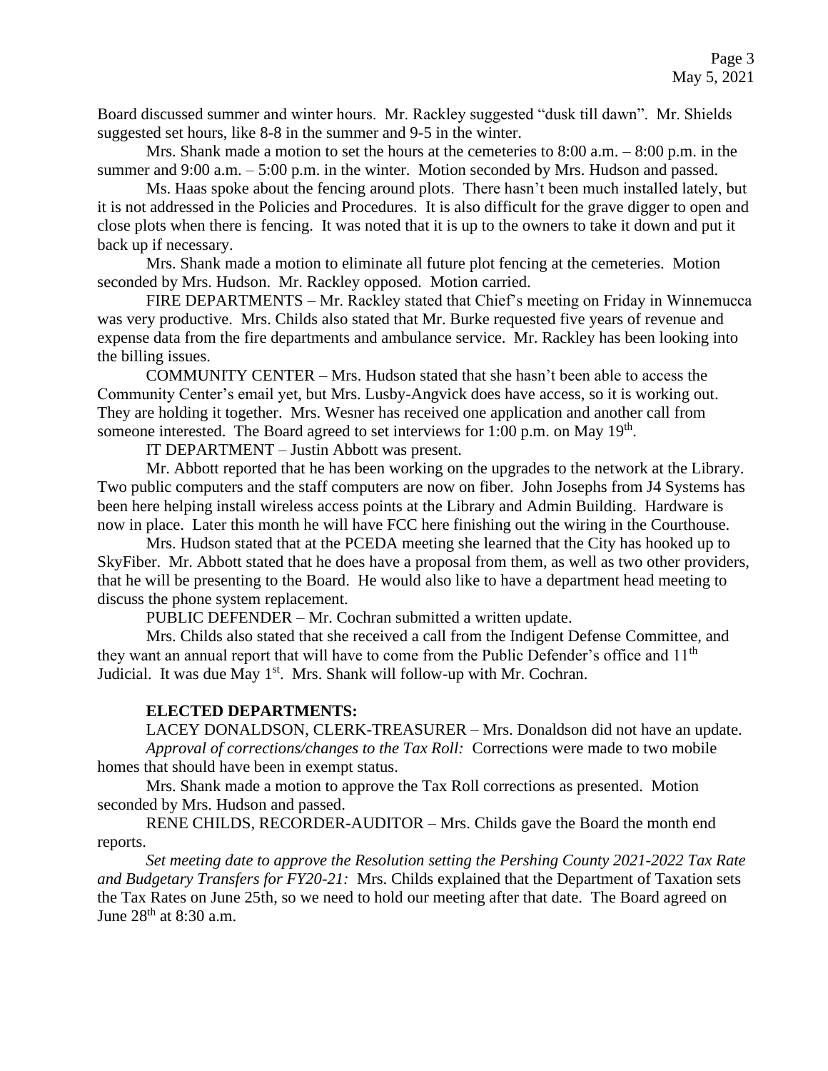Board discussed summer and winter hours. Mr. Rackley suggested "dusk till dawn". Mr. Shields suggested set hours, like 8-8 in the summer and 9-5 in the winter.

Mrs. Shank made a motion to set the hours at the cemeteries to 8:00 a.m. – 8:00 p.m. in the summer and 9:00 a.m. – 5:00 p.m. in the winter. Motion seconded by Mrs. Hudson and passed.

Ms. Haas spoke about the fencing around plots. There hasn't been much installed lately, but it is not addressed in the Policies and Procedures. It is also difficult for the grave digger to open and close plots when there is fencing. It was noted that it is up to the owners to take it down and put it back up if necessary.

Mrs. Shank made a motion to eliminate all future plot fencing at the cemeteries. Motion seconded by Mrs. Hudson. Mr. Rackley opposed. Motion carried.

FIRE DEPARTMENTS – Mr. Rackley stated that Chief's meeting on Friday in Winnemucca was very productive. Mrs. Childs also stated that Mr. Burke requested five years of revenue and expense data from the fire departments and ambulance service. Mr. Rackley has been looking into the billing issues.

COMMUNITY CENTER – Mrs. Hudson stated that she hasn't been able to access the Community Center's email yet, but Mrs. Lusby-Angvick does have access, so it is working out. They are holding it together. Mrs. Wesner has received one application and another call from someone interested. The Board agreed to set interviews for 1:00 p.m. on May 19th.

IT DEPARTMENT – Justin Abbott was present.

Mr. Abbott reported that he has been working on the upgrades to the network at the Library. Two public computers and the staff computers are now on fiber. John Josephs from J4 Systems has been here helping install wireless access points at the Library and Admin Building. Hardware is now in place. Later this month he will have FCC here finishing out the wiring in the Courthouse.

Mrs. Hudson stated that at the PCEDA meeting she learned that the City has hooked up to SkyFiber. Mr. Abbott stated that he does have a proposal from them, as well as two other providers, that he will be presenting to the Board. He would also like to have a department head meeting to discuss the phone system replacement.

PUBLIC DEFENDER – Mr. Cochran submitted a written update.

Mrs. Childs also stated that she received a call from the Indigent Defense Committee, and they want an annual report that will have to come from the Public Defender's office and 11th Judicial. It was due May 1st. Mrs. Shank will follow-up with Mr. Cochran.

**ELECTED DEPARTMENTS:**

LACEY DONALDSON, CLERK-TREASURER – Mrs. Donaldson did not have an update.

*Approval of corrections/changes to the Tax Roll:* Corrections were made to two mobile homes that should have been in exempt status.

Mrs. Shank made a motion to approve the Tax Roll corrections as presented. Motion seconded by Mrs. Hudson and passed.

RENE CHILDS, RECORDER-AUDITOR – Mrs. Childs gave the Board the month end reports.

*Set meeting date to approve the Resolution setting the Pershing County 2021-2022 Tax Rate and Budgetary Transfers for FY20-21:* Mrs. Childs explained that the Department of Taxation sets the Tax Rates on June 25th, so we need to hold our meeting after that date. The Board agreed on June 28th at 8:30 a.m.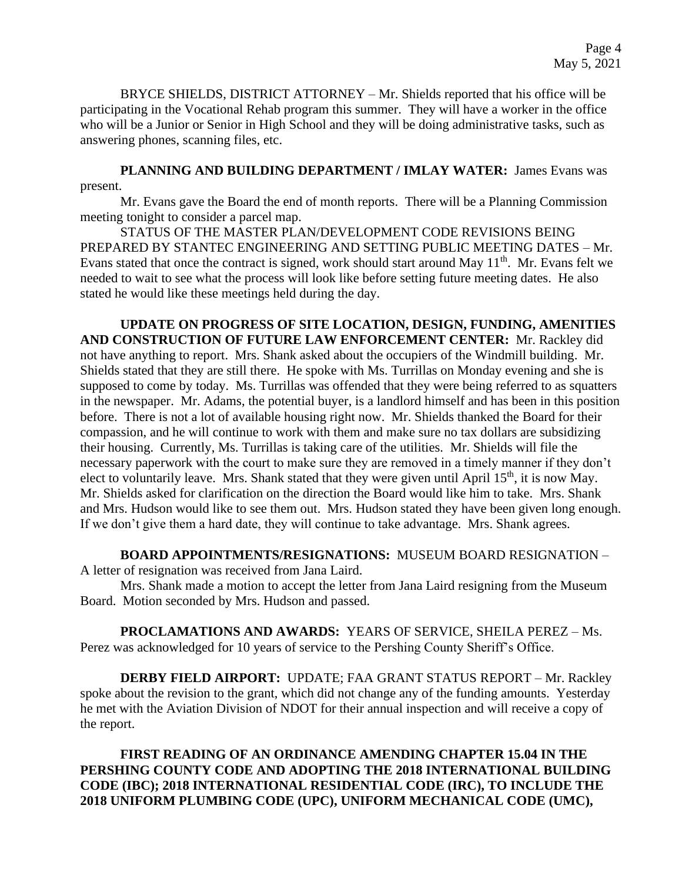BRYCE SHIELDS, DISTRICT ATTORNEY – Mr. Shields reported that his office will be participating in the Vocational Rehab program this summer. They will have a worker in the office who will be a Junior or Senior in High School and they will be doing administrative tasks, such as answering phones, scanning files, etc.

**PLANNING AND BUILDING DEPARTMENT / IMLAY WATER:** James Evans was present.

Mr. Evans gave the Board the end of month reports. There will be a Planning Commission meeting tonight to consider a parcel map.

STATUS OF THE MASTER PLAN/DEVELOPMENT CODE REVISIONS BEING PREPARED BY STANTEC ENGINEERING AND SETTING PUBLIC MEETING DATES – Mr. Evans stated that once the contract is signed, work should start around May 11th. Mr. Evans felt we needed to wait to see what the process will look like before setting future meeting dates. He also stated he would like these meetings held during the day.

**UPDATE ON PROGRESS OF SITE LOCATION, DESIGN, FUNDING, AMENITIES AND CONSTRUCTION OF FUTURE LAW ENFORCEMENT CENTER:** Mr. Rackley did not have anything to report. Mrs. Shank asked about the occupiers of the Windmill building. Mr. Shields stated that they are still there. He spoke with Ms. Turrillas on Monday evening and she is supposed to come by today. Ms. Turrillas was offended that they were being referred to as squatters in the newspaper. Mr. Adams, the potential buyer, is a landlord himself and has been in this position before. There is not a lot of available housing right now. Mr. Shields thanked the Board for their compassion, and he will continue to work with them and make sure no tax dollars are subsidizing their housing. Currently, Ms. Turrillas is taking care of the utilities. Mr. Shields will file the necessary paperwork with the court to make sure they are removed in a timely manner if they don't elect to voluntarily leave. Mrs. Shank stated that they were given until April 15th, it is now May. Mr. Shields asked for clarification on the direction the Board would like him to take. Mrs. Shank and Mrs. Hudson would like to see them out. Mrs. Hudson stated they have been given long enough. If we don't give them a hard date, they will continue to take advantage. Mrs. Shank agrees.

**BOARD APPOINTMENTS/RESIGNATIONS:** MUSEUM BOARD RESIGNATION – A letter of resignation was received from Jana Laird.

Mrs. Shank made a motion to accept the letter from Jana Laird resigning from the Museum Board. Motion seconded by Mrs. Hudson and passed.

**PROCLAMATIONS AND AWARDS:** YEARS OF SERVICE, SHEILA PEREZ – Ms. Perez was acknowledged for 10 years of service to the Pershing County Sheriff's Office.

**DERBY FIELD AIRPORT:** UPDATE; FAA GRANT STATUS REPORT – Mr. Rackley spoke about the revision to the grant, which did not change any of the funding amounts. Yesterday he met with the Aviation Division of NDOT for their annual inspection and will receive a copy of the report.

**FIRST READING OF AN ORDINANCE AMENDING CHAPTER 15.04 IN THE PERSHING COUNTY CODE AND ADOPTING THE 2018 INTERNATIONAL BUILDING CODE (IBC); 2018 INTERNATIONAL RESIDENTIAL CODE (IRC), TO INCLUDE THE 2018 UNIFORM PLUMBING CODE (UPC), UNIFORM MECHANICAL CODE (UMC),**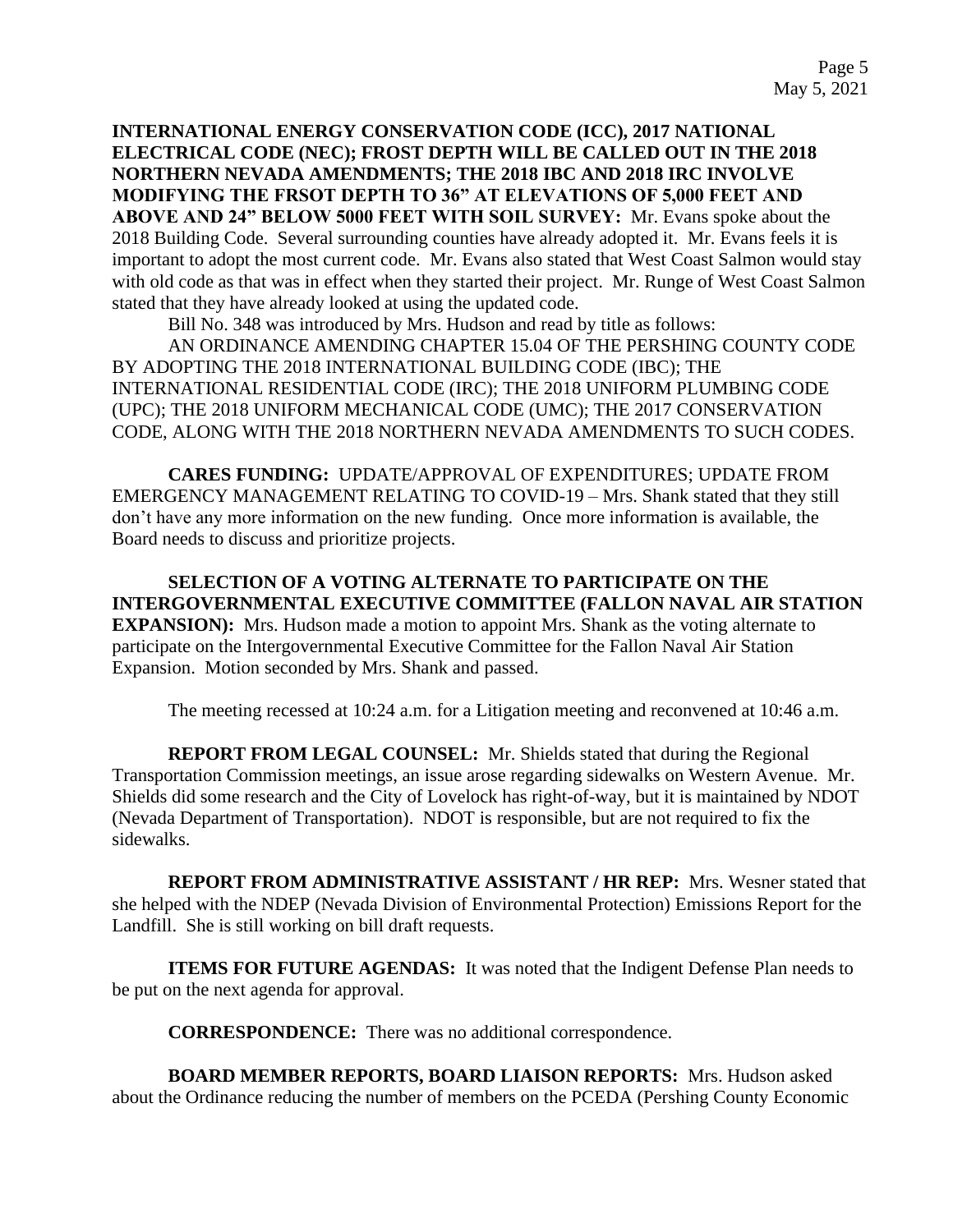**INTERNATIONAL ENERGY CONSERVATION CODE (ICC), 2017 NATIONAL ELECTRICAL CODE (NEC); FROST DEPTH WILL BE CALLED OUT IN THE 2018 NORTHERN NEVADA AMENDMENTS; THE 2018 IBC AND 2018 IRC INVOLVE MODIFYING THE FRSOT DEPTH TO 36" AT ELEVATIONS OF 5,000 FEET AND ABOVE AND 24" BELOW 5000 FEET WITH SOIL SURVEY:** Mr. Evans spoke about the 2018 Building Code. Several surrounding counties have already adopted it. Mr. Evans feels it is important to adopt the most current code. Mr. Evans also stated that West Coast Salmon would stay with old code as that was in effect when they started their project. Mr. Runge of West Coast Salmon stated that they have already looked at using the updated code.

Bill No. 348 was introduced by Mrs. Hudson and read by title as follows:

AN ORDINANCE AMENDING CHAPTER 15.04 OF THE PERSHING COUNTY CODE BY ADOPTING THE 2018 INTERNATIONAL BUILDING CODE (IBC); THE INTERNATIONAL RESIDENTIAL CODE (IRC); THE 2018 UNIFORM PLUMBING CODE (UPC); THE 2018 UNIFORM MECHANICAL CODE (UMC); THE 2017 CONSERVATION CODE, ALONG WITH THE 2018 NORTHERN NEVADA AMENDMENTS TO SUCH CODES.

**CARES FUNDING:** UPDATE/APPROVAL OF EXPENDITURES; UPDATE FROM EMERGENCY MANAGEMENT RELATING TO COVID-19 – Mrs. Shank stated that they still don't have any more information on the new funding. Once more information is available, the Board needs to discuss and prioritize projects.

**SELECTION OF A VOTING ALTERNATE TO PARTICIPATE ON THE INTERGOVERNMENTAL EXECUTIVE COMMITTEE (FALLON NAVAL AIR STATION EXPANSION):** Mrs. Hudson made a motion to appoint Mrs. Shank as the voting alternate to participate on the Intergovernmental Executive Committee for the Fallon Naval Air Station Expansion. Motion seconded by Mrs. Shank and passed.

The meeting recessed at 10:24 a.m. for a Litigation meeting and reconvened at 10:46 a.m.

**REPORT FROM LEGAL COUNSEL:** Mr. Shields stated that during the Regional Transportation Commission meetings, an issue arose regarding sidewalks on Western Avenue. Mr. Shields did some research and the City of Lovelock has right-of-way, but it is maintained by NDOT (Nevada Department of Transportation). NDOT is responsible, but are not required to fix the sidewalks.

**REPORT FROM ADMINISTRATIVE ASSISTANT / HR REP:** Mrs. Wesner stated that she helped with the NDEP (Nevada Division of Environmental Protection) Emissions Report for the Landfill. She is still working on bill draft requests.

**ITEMS FOR FUTURE AGENDAS:** It was noted that the Indigent Defense Plan needs to be put on the next agenda for approval.

**CORRESPONDENCE:** There was no additional correspondence.

**BOARD MEMBER REPORTS, BOARD LIAISON REPORTS:** Mrs. Hudson asked about the Ordinance reducing the number of members on the PCEDA (Pershing County Economic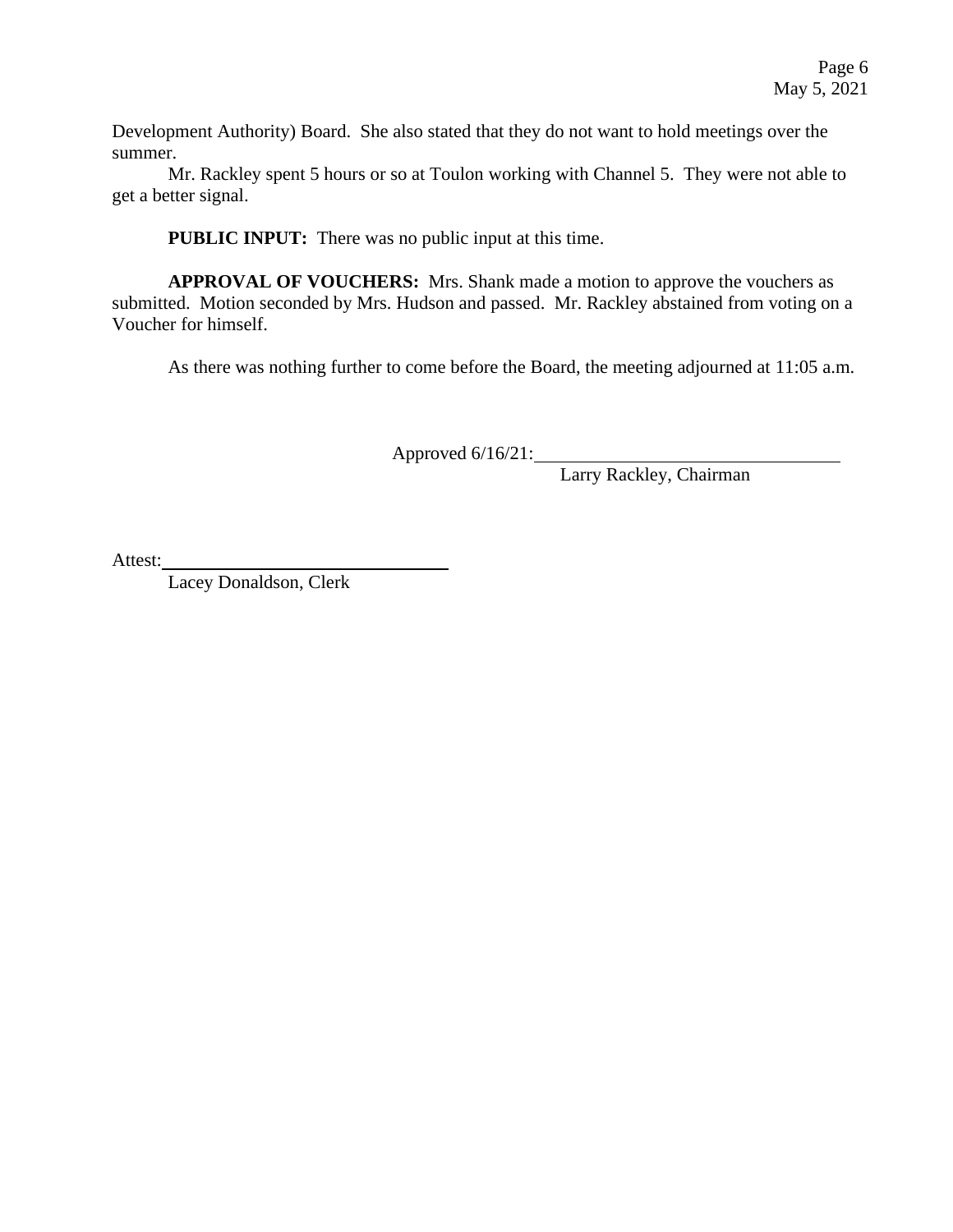Development Authority) Board. She also stated that they do not want to hold meetings over the summer.

Mr. Rackley spent 5 hours or so at Toulon working with Channel 5. They were not able to get a better signal.

**PUBLIC INPUT:** There was no public input at this time.

**APPROVAL OF VOUCHERS:** Mrs. Shank made a motion to approve the vouchers as submitted. Motion seconded by Mrs. Hudson and passed. Mr. Rackley abstained from voting on a Voucher for himself.

As there was nothing further to come before the Board, the meeting adjourned at 11:05 a.m.

Approved 6/16/21:\_\_\_\_\_\_\_\_\_\_\_\_\_\_\_\_\_\_\_\_\_\_\_\_\_\_\_\_\_\_\_\_\_\_
Larry Rackley, Chairman

Attest:\_\_\_\_\_\_\_\_\_\_\_\_\_\_\_\_\_\_\_\_\_\_\_\_\_\_\_\_\_\_\_\_\_\_
Lacey Donaldson, Clerk